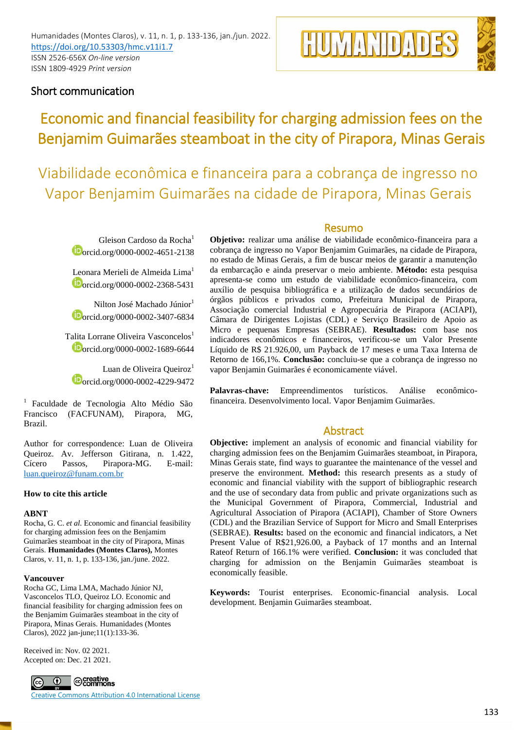Short communication

# Economic and financial feasibility for charging admission fees on the Benjamim Guimarães steamboat in the city of Pirapora, Minas Gerais

# Viabilidade econômica e financeira para a cobrança de ingresso no Vapor Benjamim Guimarães na cidade de Pirapora, Minas Gerais

Gleison Cardoso da Rocha[1]
orcid.org/0000-0002-4651-2138

Leonara Merieli de Almeida Lima[1]
orcid.org/0000-0002-2368-5431

Nilton José Machado Júnior[1]
orcid.org/0000-0002-3407-6834

Talita Lorrane Oliveira Vasconcelos[1]
orcid.org/0000-0002-1689-6644

Luan de Oliveira Queiroz[1]
orcid.org/0000-0002-4229-9472

[1] Faculdade de Tecnologia Alto Médio São Francisco (FACFUNAM), Pirapora, MG, Brazil.

Author for correspondence: Luan de Oliveira Queiroz. Av. Jefferson Gitirana, n. 1.422, Cícero Passos, Pirapora-MG. E-mail: luan.queiroz@funam.com.br

**How to cite this article**

**ABNT**
Rocha, G. C. *et al*. Economic and financial feasibility for charging admission fees on the Benjamim Guimarães steamboat in the city of Pirapora, Minas Gerais. **Humanidades (Montes Claros),** Montes Claros, v. 11, n. 1, p. 133-136, jan./june. 2022.

**Vancouver**
Rocha GC, Lima LMA, Machado Júnior NJ, Vasconcelos TLO, Queiroz LO. Economic and financial feasibility for charging admission fees on the Benjamim Guimarães steamboat in the city of Pirapora, Minas Gerais. Humanidades (Montes Claros), 2022 jan-june;11(1):133-36.

Received in: Nov. 02 2021.
Accepted on: Dec. 21 2021.

Creative Commons Attribution 4.0 International License

## Resumo

**Objetivo:** realizar uma análise de viabilidade econômico-financeira para a cobrança de ingresso no Vapor Benjamim Guimarães, na cidade de Pirapora, no estado de Minas Gerais, a fim de buscar meios de garantir a manutenção da embarcação e ainda preservar o meio ambiente. **Método:** esta pesquisa apresenta-se como um estudo de viabilidade econômico-financeira, com auxílio de pesquisa bibliográfica e a utilização de dados secundários de órgãos públicos e privados como, Prefeitura Municipal de Pirapora, Associação comercial Industrial e Agropecuária de Pirapora (ACIAPI), Câmara de Dirigentes Lojistas (CDL) e Serviço Brasileiro de Apoio as Micro e pequenas Empresas (SEBRAE). **Resultados:** com base nos indicadores econômicos e financeiros, verificou-se um Valor Presente Líquido de R$ 21.926,00, um Payback de 17 meses e uma Taxa Interna de Retorno de 166,1%. **Conclusão:** concluiu-se que a cobrança de ingresso no vapor Benjamim Guimarães é economicamente viável.

**Palavras-chave:** Empreendimentos turísticos. Análise econômico-financeira. Desenvolvimento local. Vapor Benjamim Guimarães.

## Abstract

**Objective:** implement an analysis of economic and financial viability for charging admission fees on the Benjamim Guimarães steamboat, in Pirapora, Minas Gerais state, find ways to guarantee the maintenance of the vessel and preserve the environment. **Method:** this research presents as a study of economic and financial viability with the support of bibliographic research and the use of secondary data from public and private organizations such as the Municipal Government of Pirapora, Commercial, Industrial and Agricultural Association of Pirapora (ACIAPI), Chamber of Store Owners (CDL) and the Brazilian Service of Support for Micro and Small Enterprises (SEBRAE). **Results:** based on the economic and financial indicators, a Net Present Value of R$21,926.00, a Payback of 17 months and an Internal Rateof Return of 166.1% were verified. **Conclusion:** it was concluded that charging for admission on the Benjamim Guimarães steamboat is economically feasible.

**Keywords:** Tourist enterprises. Economic-financial analysis. Local development. Benjamim Guimarães steamboat.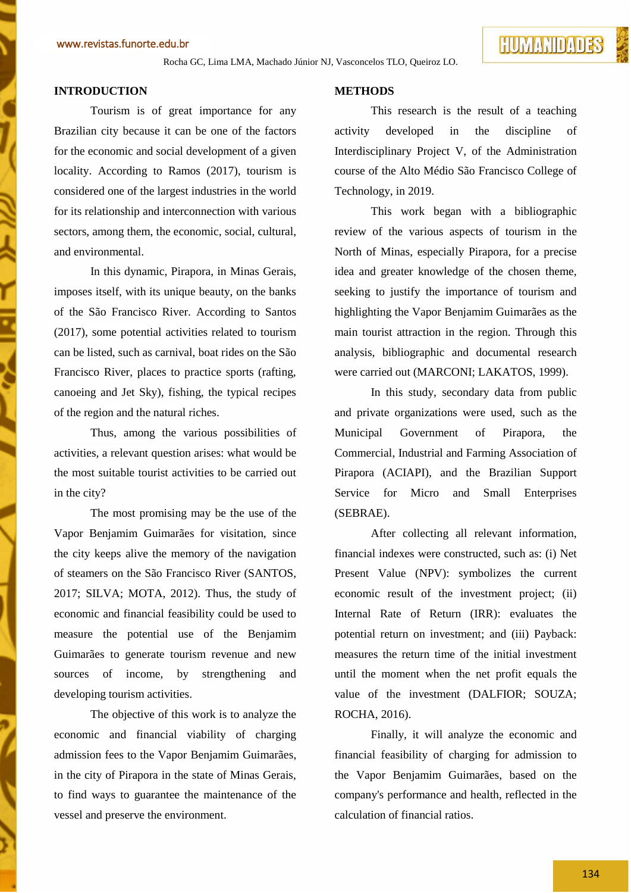## INTRODUCTION

Tourism is of great importance for any Brazilian city because it can be one of the factors for the economic and social development of a given locality. According to Ramos (2017), tourism is considered one of the largest industries in the world for its relationship and interconnection with various sectors, among them, the economic, social, cultural, and environmental.

In this dynamic, Pirapora, in Minas Gerais, imposes itself, with its unique beauty, on the banks of the São Francisco River. According to Santos (2017), some potential activities related to tourism can be listed, such as carnival, boat rides on the São Francisco River, places to practice sports (rafting, canoeing and Jet Sky), fishing, the typical recipes of the region and the natural riches.

Thus, among the various possibilities of activities, a relevant question arises: what would be the most suitable tourist activities to be carried out in the city?

The most promising may be the use of the Vapor Benjamim Guimarães for visitation, since the city keeps alive the memory of the navigation of steamers on the São Francisco River (SANTOS, 2017; SILVA; MOTA, 2012). Thus, the study of economic and financial feasibility could be used to measure the potential use of the Benjamim Guimarães to generate tourism revenue and new sources of income, by strengthening and developing tourism activities.

The objective of this work is to analyze the economic and financial viability of charging admission fees to the Vapor Benjamim Guimarães, in the city of Pirapora in the state of Minas Gerais, to find ways to guarantee the maintenance of the vessel and preserve the environment.

## METHODS

This research is the result of a teaching activity developed in the discipline of Interdisciplinary Project V, of the Administration course of the Alto Médio São Francisco College of Technology, in 2019.

This work began with a bibliographic review of the various aspects of tourism in the North of Minas, especially Pirapora, for a precise idea and greater knowledge of the chosen theme, seeking to justify the importance of tourism and highlighting the Vapor Benjamim Guimarães as the main tourist attraction in the region. Through this analysis, bibliographic and documental research were carried out (MARCONI; LAKATOS, 1999).

In this study, secondary data from public and private organizations were used, such as the Municipal Government of Pirapora, the Commercial, Industrial and Farming Association of Pirapora (ACIAPI), and the Brazilian Support Service for Micro and Small Enterprises (SEBRAE).

After collecting all relevant information, financial indexes were constructed, such as: (i) Net Present Value (NPV): symbolizes the current economic result of the investment project; (ii) Internal Rate of Return (IRR): evaluates the potential return on investment; and (iii) Payback: measures the return time of the initial investment until the moment when the net profit equals the value of the investment (DALFIOR; SOUZA; ROCHA, 2016).

Finally, it will analyze the economic and financial feasibility of charging for admission to the Vapor Benjamim Guimarães, based on the company's performance and health, reflected in the calculation of financial ratios.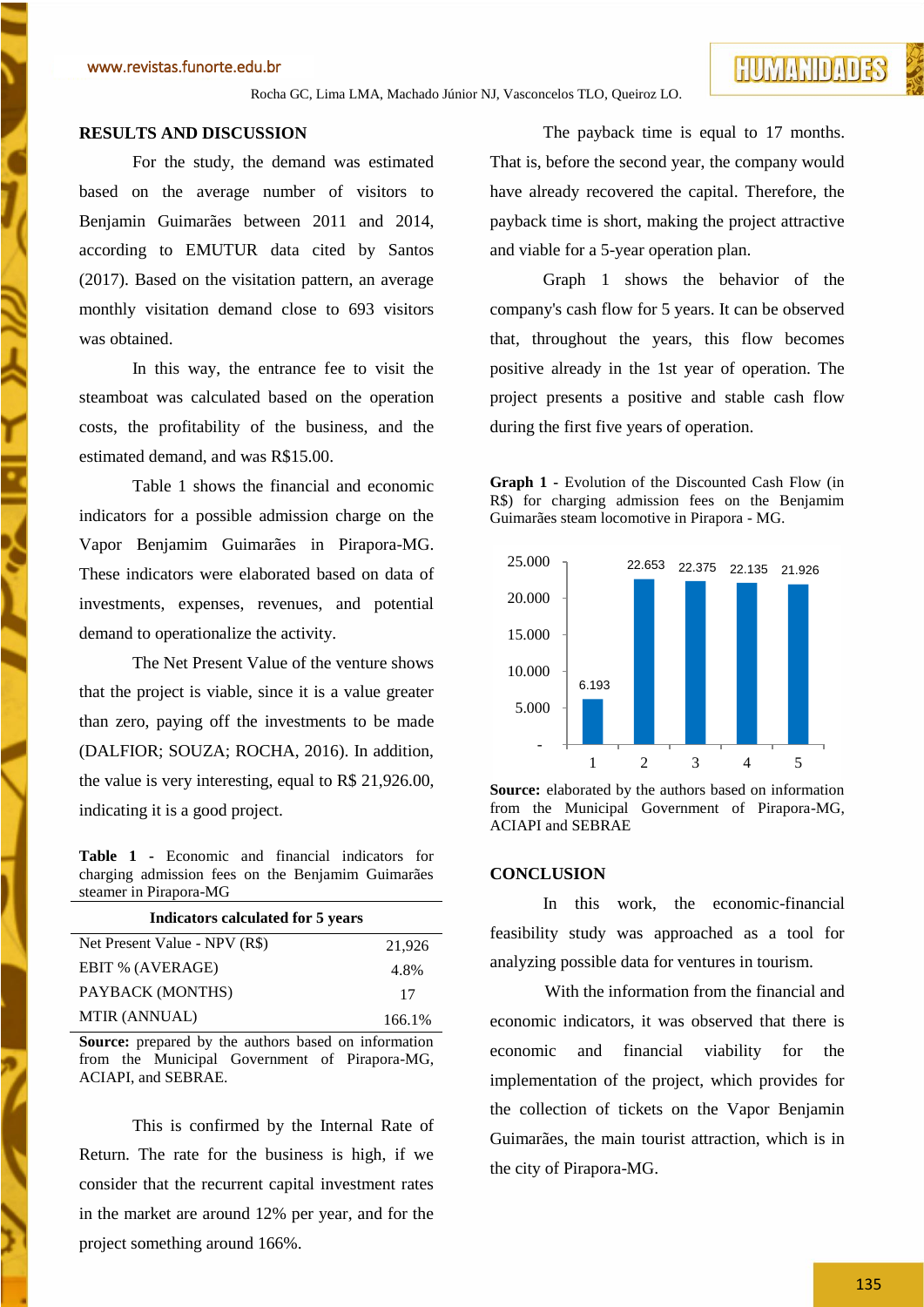## RESULTS AND DISCUSSION

For the study, the demand was estimated based on the average number of visitors to Benjamin Guimarães between 2011 and 2014, according to EMUTUR data cited by Santos (2017). Based on the visitation pattern, an average monthly visitation demand close to 693 visitors was obtained.

In this way, the entrance fee to visit the steamboat was calculated based on the operation costs, the profitability of the business, and the estimated demand, and was R$15.00.

Table 1 shows the financial and economic indicators for a possible admission charge on the Vapor Benjamim Guimarães in Pirapora-MG. These indicators were elaborated based on data of investments, expenses, revenues, and potential demand to operationalize the activity.

The Net Present Value of the venture shows that the project is viable, since it is a value greater than zero, paying off the investments to be made (DALFIOR; SOUZA; ROCHA, 2016). In addition, the value is very interesting, equal to R$ 21,926.00, indicating it is a good project.

**Table 1** - Economic and financial indicators for charging admission fees on the Benjamim Guimarães steamer in Pirapora-MG

| Indicators calculated for 5 years | |
|---|---|
| Net Present Value - NPV (R$) | 21,926 |
| EBIT % (AVERAGE) | 4.8% |
| PAYBACK (MONTHS) | 17 |
| MTIR (ANNUAL) | 166.1% |

**Source:** prepared by the authors based on information from the Municipal Government of Pirapora-MG, ACIAPI, and SEBRAE.

This is confirmed by the Internal Rate of Return. The rate for the business is high, if we consider that the recurrent capital investment rates in the market are around 12% per year, and for the project something around 166%.

The payback time is equal to 17 months. That is, before the second year, the company would have already recovered the capital. Therefore, the payback time is short, making the project attractive and viable for a 5-year operation plan.

Graph 1 shows the behavior of the company's cash flow for 5 years. It can be observed that, throughout the years, this flow becomes positive already in the 1st year of operation. The project presents a positive and stable cash flow during the first five years of operation.

**Graph 1** - Evolution of the Discounted Cash Flow (in R$) for charging admission fees on the Benjamim Guimarães steam locomotive in Pirapora - MG.

| Year | Discounted Cash Flow (R$) |
|---|---|
| 1 | 6.193 |
| 2 | 22.653 |
| 3 | 22.375 |
| 4 | 22.135 |
| 5 | 21.926 |

**Source:** elaborated by the authors based on information from the Municipal Government of Pirapora-MG, ACIAPI and SEBRAE

## CONCLUSION

In this work, the economic-financial feasibility study was approached as a tool for analyzing possible data for ventures in tourism.

With the information from the financial and economic indicators, it was observed that there is economic and financial viability for the implementation of the project, which provides for the collection of tickets on the Vapor Benjamin Guimarães, the main tourist attraction, which is in the city of Pirapora-MG.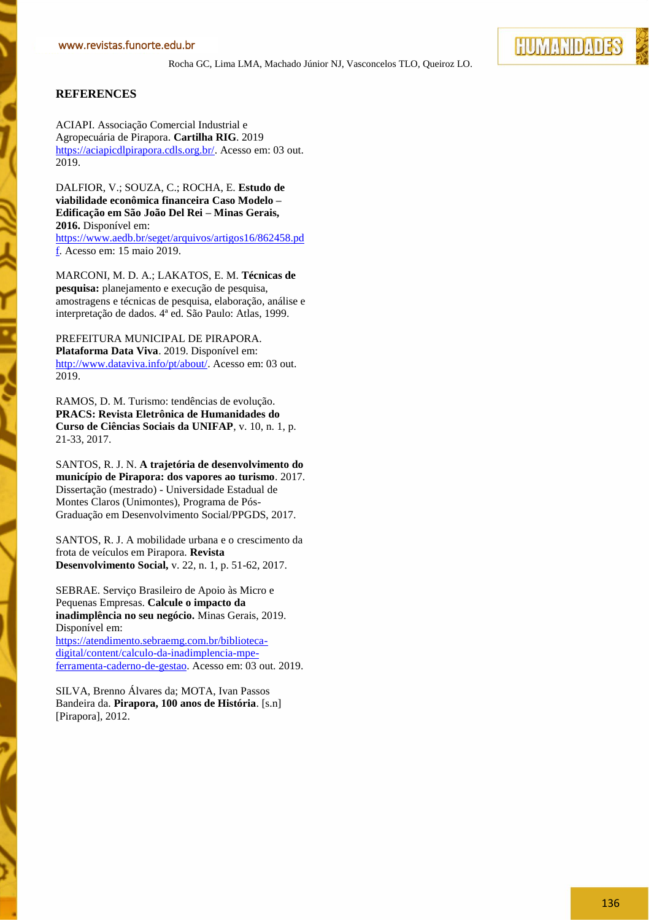## REFERENCES

ACIAPI. Associação Comercial Industrial e Agropecuária de Pirapora. **Cartilha RIG**. 2019 https://aciapicdlpirapora.cdls.org.br/. Acesso em: 03 out. 2019.

DALFIOR, V.; SOUZA, C.; ROCHA, E. **Estudo de viabilidade econômica financeira Caso Modelo – Edificação em São João Del Rei – Minas Gerais, 2016.** Disponível em: https://www.aedb.br/seget/arquivos/artigos16/862458.pdf. Acesso em: 15 maio 2019.

MARCONI, M. D. A.; LAKATOS, E. M. **Técnicas de pesquisa:** planejamento e execução de pesquisa, amostragens e técnicas de pesquisa, elaboração, análise e interpretação de dados. 4ª ed. São Paulo: Atlas, 1999.

PREFEITURA MUNICIPAL DE PIRAPORA. **Plataforma Data Viva**. 2019. Disponível em: http://www.dataviva.info/pt/about/. Acesso em: 03 out. 2019.

RAMOS, D. M. Turismo: tendências de evolução. **PRACS: Revista Eletrônica de Humanidades do Curso de Ciências Sociais da UNIFAP**, v. 10, n. 1, p. 21-33, 2017.

SANTOS, R. J. N. **A trajetória de desenvolvimento do município de Pirapora: dos vapores ao turismo**. 2017. Dissertação (mestrado) - Universidade Estadual de Montes Claros (Unimontes), Programa de Pós-Graduação em Desenvolvimento Social/PPGDS, 2017.

SANTOS, R. J. A mobilidade urbana e o crescimento da frota de veículos em Pirapora. **Revista Desenvolvimento Social,** v. 22, n. 1, p. 51-62, 2017.

SEBRAE. Serviço Brasileiro de Apoio às Micro e Pequenas Empresas. **Calcule o impacto da inadimplência no seu negócio.** Minas Gerais, 2019. Disponível em: https://atendimento.sebraemg.com.br/biblioteca-digital/content/calculo-da-inadimplencia-mpe-ferramenta-caderno-de-gestao. Acesso em: 03 out. 2019.

SILVA, Brenno Álvares da; MOTA, Ivan Passos Bandeira da. **Pirapora, 100 anos de História**. [s.n] [Pirapora], 2012.